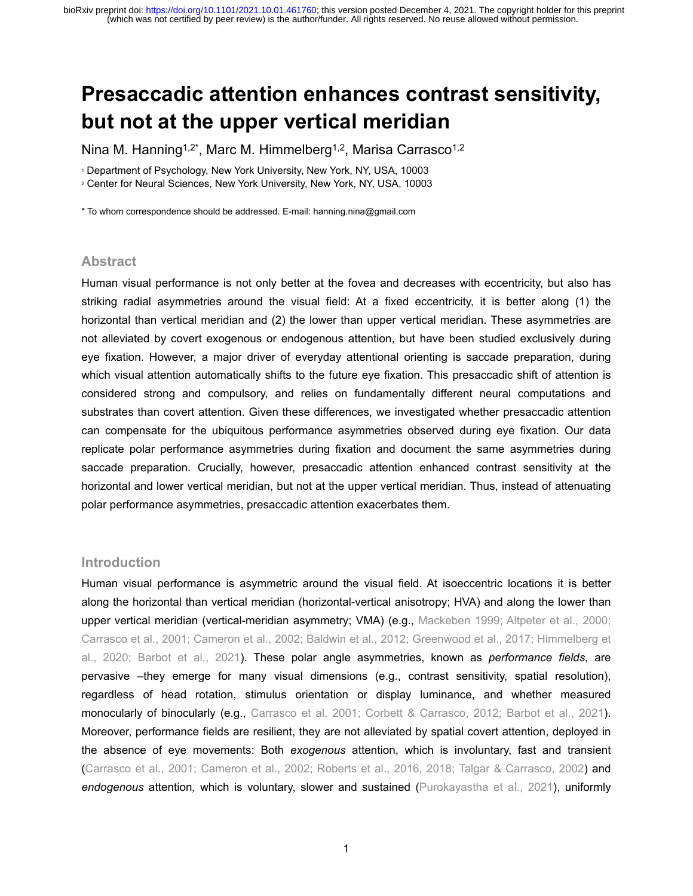# Presaccadic attention enhances contrast sensitivity, but not at the upper vertical meridian

Nina M. Hanning[1,2*], Marc M. Himmelberg[1,2], Marisa Carrasco[1,2]

[1] Department of Psychology, New York University, New York, NY, USA, 10003
[2] Center for Neural Sciences, New York University, New York, NY, USA, 10003

* To whom correspondence should be addressed. E-mail: hanning.nina@gmail.com

## Abstract

Human visual performance is not only better at the fovea and decreases with eccentricity, but also has striking radial asymmetries around the visual field: At a fixed eccentricity, it is better along (1) the horizontal than vertical meridian and (2) the lower than upper vertical meridian. These asymmetries are not alleviated by covert exogenous or endogenous attention, but have been studied exclusively during eye fixation. However, a major driver of everyday attentional orienting is saccade preparation, during which visual attention automatically shifts to the future eye fixation. This presaccadic shift of attention is considered strong and compulsory, and relies on fundamentally different neural computations and substrates than covert attention. Given these differences, we investigated whether presaccadic attention can compensate for the ubiquitous performance asymmetries observed during eye fixation. Our data replicate polar performance asymmetries during fixation and document the same asymmetries during saccade preparation. Crucially, however, presaccadic attention enhanced contrast sensitivity at the horizontal and lower vertical meridian, but not at the upper vertical meridian. Thus, instead of attenuating polar performance asymmetries, presaccadic attention exacerbates them.

## Introduction

Human visual performance is asymmetric around the visual field. At isoeccentric locations it is better along the horizontal than vertical meridian (horizontal-vertical anisotropy; HVA) and along the lower than upper vertical meridian (vertical-meridian asymmetry; VMA) (e.g., Mackeben 1999; Altpeter et al., 2000; Carrasco et al., 2001; Cameron et al., 2002; Baldwin et al., 2012; Greenwood et al., 2017; Himmelberg et al., 2020; Barbot et al., 2021). These polar angle asymmetries, known as *performance fields*, are pervasive –they emerge for many visual dimensions (e.g., contrast sensitivity, spatial resolution), regardless of head rotation, stimulus orientation or display luminance, and whether measured monocularly of binocularly (e.g., Carrasco et al. 2001; Corbett & Carrasco, 2012; Barbot et al., 2021). Moreover, performance fields are resilient, they are not alleviated by spatial covert attention, deployed in the absence of eye movements: Both *exogenous* attention, which is involuntary, fast and transient (Carrasco et al., 2001; Cameron et al., 2002; Roberts et al., 2016, 2018; Talgar & Carrasco, 2002) and *endogenous* attention, which is voluntary, slower and sustained (Purokayastha et al., 2021), uniformly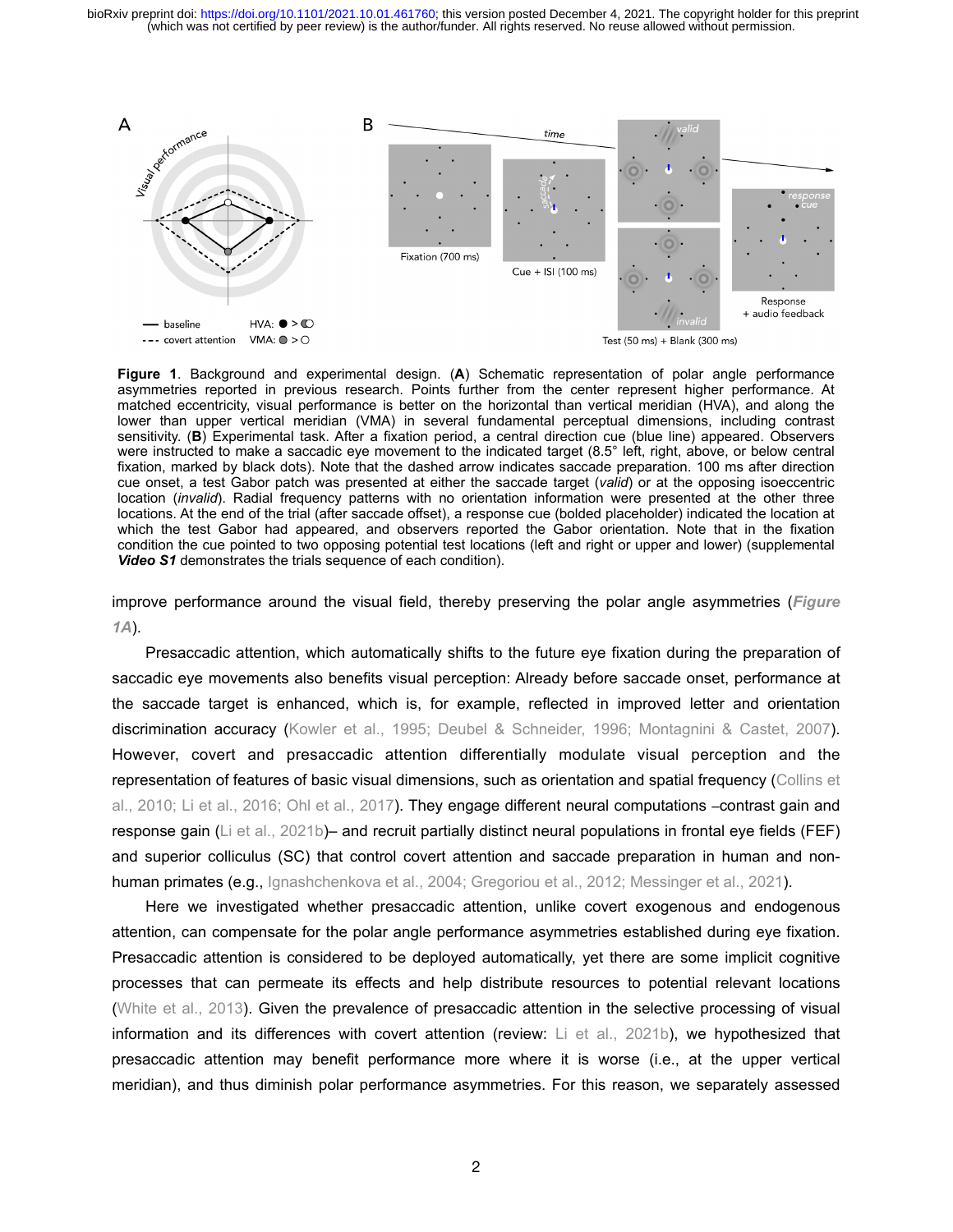**Figure 1**. Background and experimental design. (**A**) Schematic representation of polar angle performance asymmetries reported in previous research. Points further from the center represent higher performance. At matched eccentricity, visual performance is better on the horizontal than vertical meridian (HVA), and along the lower than upper vertical meridian (VMA) in several fundamental perceptual dimensions, including contrast sensitivity. (**B**) Experimental task. After a fixation period, a central direction cue (blue line) appeared. Observers were instructed to make a saccadic eye movement to the indicated target (8.5° left, right, above, or below central fixation, marked by black dots). Note that the dashed arrow indicates saccade preparation. 100 ms after direction cue onset, a test Gabor patch was presented at either the saccade target (*valid*) or at the opposing isoeccentric location (*invalid*). Radial frequency patterns with no orientation information were presented at the other three locations. At the end of the trial (after saccade offset), a response cue (bolded placeholder) indicated the location at which the test Gabor had appeared, and observers reported the Gabor orientation. Note that in the fixation condition the cue pointed to two opposing potential test locations (left and right or upper and lower) (supplemental ***Video S1*** demonstrates the trials sequence of each condition).

improve performance around the visual field, thereby preserving the polar angle asymmetries (***Figure 1A***).

Presaccadic attention, which automatically shifts to the future eye fixation during the preparation of saccadic eye movements also benefits visual perception: Already before saccade onset, performance at the saccade target is enhanced, which is, for example, reflected in improved letter and orientation discrimination accuracy (Kowler et al., 1995; Deubel & Schneider, 1996; Montagnini & Castet, 2007). However, covert and presaccadic attention differentially modulate visual perception and the representation of features of basic visual dimensions, such as orientation and spatial frequency (Collins et al., 2010; Li et al., 2016; Ohl et al., 2017). They engage different neural computations –contrast gain and response gain (Li et al., 2021b)– and recruit partially distinct neural populations in frontal eye fields (FEF) and superior colliculus (SC) that control covert attention and saccade preparation in human and non-human primates (e.g., Ignashchenkova et al., 2004; Gregoriou et al., 2012; Messinger et al., 2021).

Here we investigated whether presaccadic attention, unlike covert exogenous and endogenous attention, can compensate for the polar angle performance asymmetries established during eye fixation. Presaccadic attention is considered to be deployed automatically, yet there are some implicit cognitive processes that can permeate its effects and help distribute resources to potential relevant locations (White et al., 2013). Given the prevalence of presaccadic attention in the selective processing of visual information and its differences with covert attention (review: Li et al., 2021b), we hypothesized that presaccadic attention may benefit performance more where it is worse (i.e., at the upper vertical meridian), and thus diminish polar performance asymmetries. For this reason, we separately assessed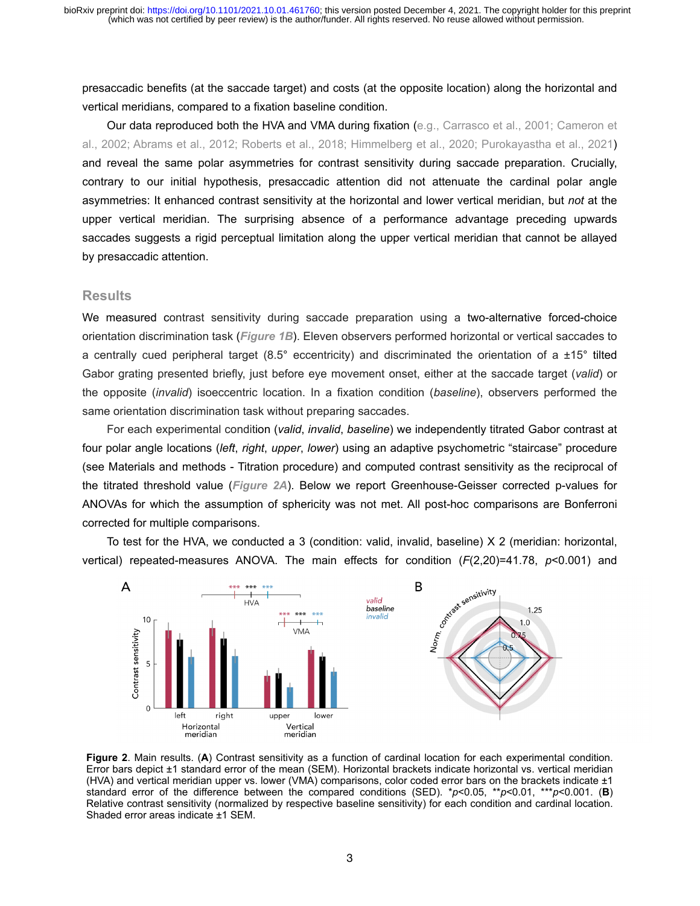presaccadic benefits (at the saccade target) and costs (at the opposite location) along the horizontal and vertical meridians, compared to a fixation baseline condition.

Our data reproduced both the HVA and VMA during fixation (e.g., Carrasco et al., 2001; Cameron et al., 2002; Abrams et al., 2012; Roberts et al., 2018; Himmelberg et al., 2020; Purokayastha et al., 2021) and reveal the same polar asymmetries for contrast sensitivity during saccade preparation. Crucially, contrary to our initial hypothesis, presaccadic attention did not attenuate the cardinal polar angle asymmetries: It enhanced contrast sensitivity at the horizontal and lower vertical meridian, but *not* at the upper vertical meridian. The surprising absence of a performance advantage preceding upwards saccades suggests a rigid perceptual limitation along the upper vertical meridian that cannot be allayed by presaccadic attention.

## Results

We measured contrast sensitivity during saccade preparation using a two-alternative forced-choice orientation discrimination task (***Figure 1B***). Eleven observers performed horizontal or vertical saccades to a centrally cued peripheral target (8.5° eccentricity) and discriminated the orientation of a ±15° tilted Gabor grating presented briefly, just before eye movement onset, either at the saccade target (*valid*) or the opposite (*invalid*) isoeccentric location. In a fixation condition (*baseline*), observers performed the same orientation discrimination task without preparing saccades.

For each experimental condition (*valid*, *invalid*, *baseline*) we independently titrated Gabor contrast at four polar angle locations (*left*, *right*, *upper*, *lower*) using an adaptive psychometric "staircase" procedure (see Materials and methods - Titration procedure) and computed contrast sensitivity as the reciprocal of the titrated threshold value (***Figure 2A***). Below we report Greenhouse-Geisser corrected p-values for ANOVAs for which the assumption of sphericity was not met. All post-hoc comparisons are Bonferroni corrected for multiple comparisons.

To test for the HVA, we conducted a 3 (condition: valid, invalid, baseline) X 2 (meridian: horizontal, vertical) repeated-measures ANOVA. The main effects for condition ($F(2,20)=41.78$, $p<0.001$) and

**Figure 2**. Main results. (**A**) Contrast sensitivity as a function of cardinal location for each experimental condition. Error bars depict ±1 standard error of the mean (SEM). Horizontal brackets indicate horizontal vs. vertical meridian (HVA) and vertical meridian upper vs. lower (VMA) comparisons, color coded error bars on the brackets indicate ±1 standard error of the difference between the compared conditions (SED). \*$p<0.05$, \*\*$p<0.01$, \*\*\*$p<0.001$. (**B**) Relative contrast sensitivity (normalized by respective baseline sensitivity) for each condition and cardinal location. Shaded error areas indicate ±1 SEM.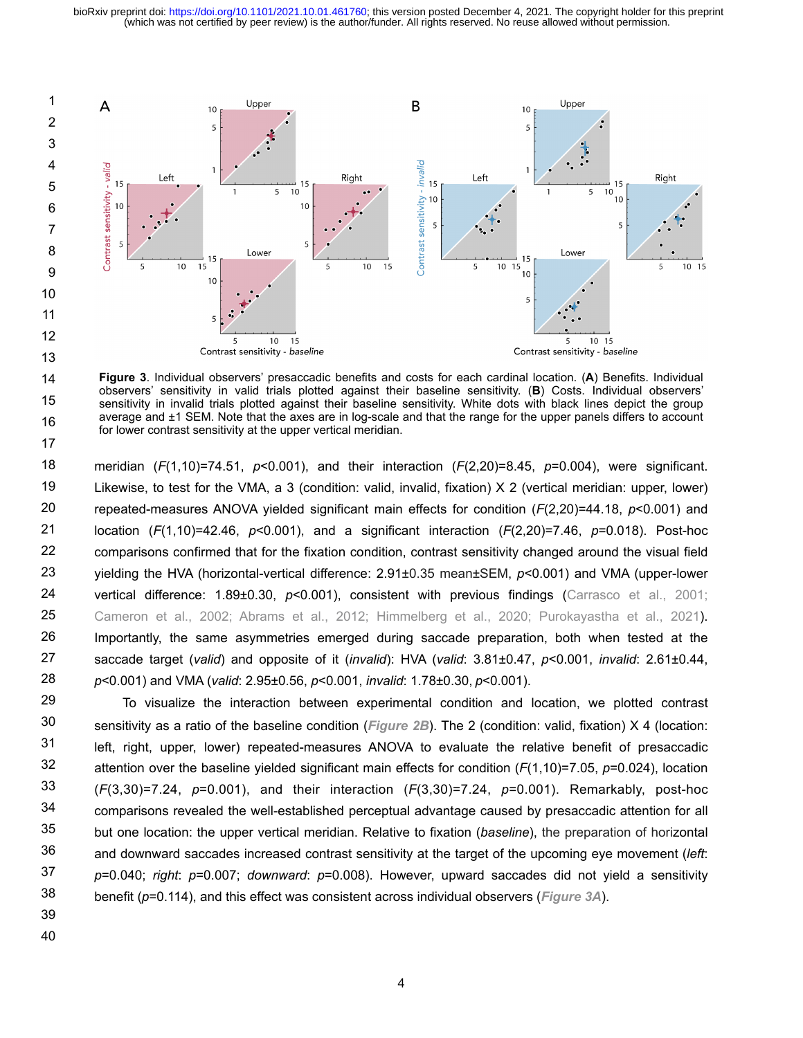**Figure 3**. Individual observers' presaccadic benefits and costs for each cardinal location. (**A**) Benefits. Individual observers' sensitivity in valid trials plotted against their baseline sensitivity. (**B**) Costs. Individual observers' sensitivity in invalid trials plotted against their baseline sensitivity. White dots with black lines depict the group average and ±1 SEM. Note that the axes are in log-scale and that the range for the upper panels differs to account for lower contrast sensitivity at the upper vertical meridian.

meridian ($F(1,10)=74.51$, $p<0.001$), and their interaction ($F(2,20)=8.45$, $p=0.004$), were significant. Likewise, to test for the VMA, a 3 (condition: valid, invalid, fixation) X 2 (vertical meridian: upper, lower) repeated-measures ANOVA yielded significant main effects for condition ($F(2,20)=44.18$, $p<0.001$) and location ($F(1,10)=42.46$, $p<0.001$), and a significant interaction ($F(2,20)=7.46$, $p=0.018$). Post-hoc comparisons confirmed that for the fixation condition, contrast sensitivity changed around the visual field yielding the HVA (horizontal-vertical difference: 2.91±0.35 mean±SEM, $p<0.001$) and VMA (upper-lower vertical difference: 1.89±0.30, $p<0.001$), consistent with previous findings (Carrasco et al., 2001; Cameron et al., 2002; Abrams et al., 2012; Himmelberg et al., 2020; Purokayastha et al., 2021). Importantly, the same asymmetries emerged during saccade preparation, both when tested at the saccade target (*valid*) and opposite of it (*invalid*): HVA (*valid*: 3.81±0.47, $p<0.001$, *invalid*: 2.61±0.44, $p<0.001$) and VMA (*valid*: 2.95±0.56, $p<0.001$, *invalid*: 1.78±0.30, $p<0.001$).

To visualize the interaction between experimental condition and location, we plotted contrast sensitivity as a ratio of the baseline condition (***Figure 2B***). The 2 (condition: valid, fixation) X 4 (location: left, right, upper, lower) repeated-measures ANOVA to evaluate the relative benefit of presaccadic attention over the baseline yielded significant main effects for condition ($F(1,10)=7.05$, $p=0.024$), location ($F(3,30)=7.24$, $p=0.001$), and their interaction ($F(3,30)=7.24$, $p=0.001$). Remarkably, post-hoc comparisons revealed the well-established perceptual advantage caused by presaccadic attention for all but one location: the upper vertical meridian. Relative to fixation (*baseline*), the preparation of horizontal and downward saccades increased contrast sensitivity at the target of the upcoming eye movement (*left*: $p=0.040$; *right*: $p=0.007$; *downward*: $p=0.008$). However, upward saccades did not yield a sensitivity benefit ($p=0.114$), and this effect was consistent across individual observers (***Figure 3A***).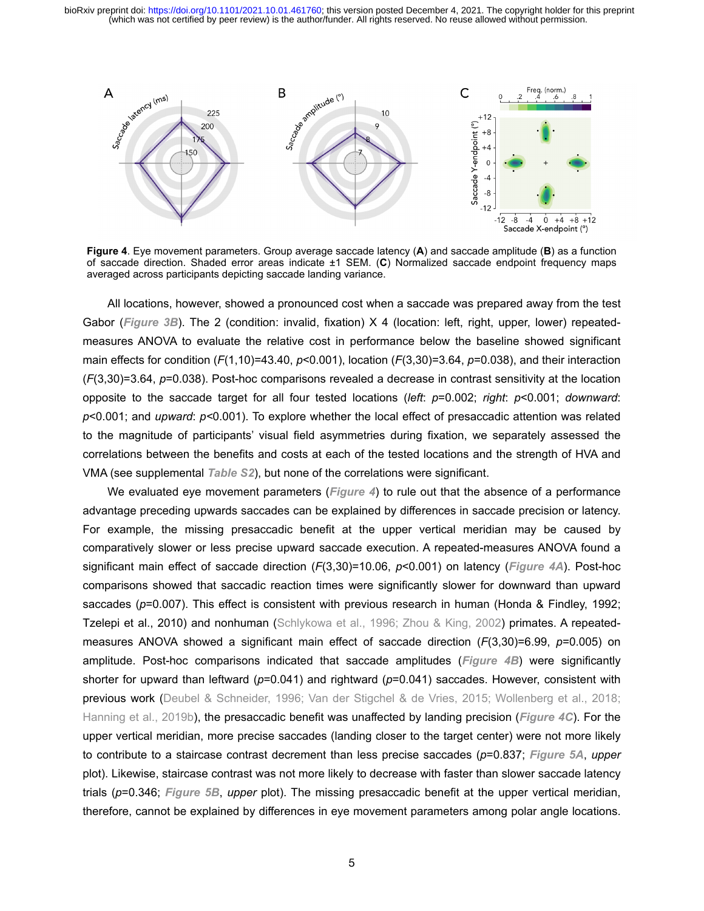**Figure 4**. Eye movement parameters. Group average saccade latency (**A**) and saccade amplitude (**B**) as a function of saccade direction. Shaded error areas indicate ±1 SEM. (**C**) Normalized saccade endpoint frequency maps averaged across participants depicting saccade landing variance.

All locations, however, showed a pronounced cost when a saccade was prepared away from the test Gabor (*Figure 3B*). The 2 (condition: invalid, fixation) X 4 (location: left, right, upper, lower) repeated-measures ANOVA to evaluate the relative cost in performance below the baseline showed significant main effects for condition ($F(1,10)=43.40$, $p<0.001$), location ($F(3,30)=3.64$, $p=0.038$), and their interaction ($F(3,30)=3.64$, $p=0.038$). Post-hoc comparisons revealed a decrease in contrast sensitivity at the location opposite to the saccade target for all four tested locations (*left*: $p=0.002$; *right*: $p<0.001$; *downward*: $p<0.001$; and *upward*: $p<0.001$). To explore whether the local effect of presaccadic attention was related to the magnitude of participants' visual field asymmetries during fixation, we separately assessed the correlations between the benefits and costs at each of the tested locations and the strength of HVA and VMA (see supplemental *Table S2*), but none of the correlations were significant.

We evaluated eye movement parameters (*Figure 4*) to rule out that the absence of a performance advantage preceding upwards saccades can be explained by differences in saccade precision or latency. For example, the missing presaccadic benefit at the upper vertical meridian may be caused by comparatively slower or less precise upward saccade execution. A repeated-measures ANOVA found a significant main effect of saccade direction ($F(3,30)=10.06$, $p<0.001$) on latency (*Figure 4A*). Post-hoc comparisons showed that saccadic reaction times were significantly slower for downward than upward saccades ($p=0.007$). This effect is consistent with previous research in human (Honda & Findley, 1992; Tzelepi et al., 2010) and nonhuman (Schlykowa et al., 1996; Zhou & King, 2002) primates. A repeated-measures ANOVA showed a significant main effect of saccade direction ($F(3,30)=6.99$, $p=0.005$) on amplitude. Post-hoc comparisons indicated that saccade amplitudes (*Figure 4B*) were significantly shorter for upward than leftward ($p=0.041$) and rightward ($p=0.041$) saccades. However, consistent with previous work (Deubel & Schneider, 1996; Van der Stigchel & de Vries, 2015; Wollenberg et al., 2018; Hanning et al., 2019b), the presaccadic benefit was unaffected by landing precision (*Figure 4C*). For the upper vertical meridian, more precise saccades (landing closer to the target center) were not more likely to contribute to a staircase contrast decrement than less precise saccades ($p=0.837$; *Figure 5A*, *upper* plot). Likewise, staircase contrast was not more likely to decrease with faster than slower saccade latency trials ($p=0.346$; *Figure 5B*, *upper* plot). The missing presaccadic benefit at the upper vertical meridian, therefore, cannot be explained by differences in eye movement parameters among polar angle locations.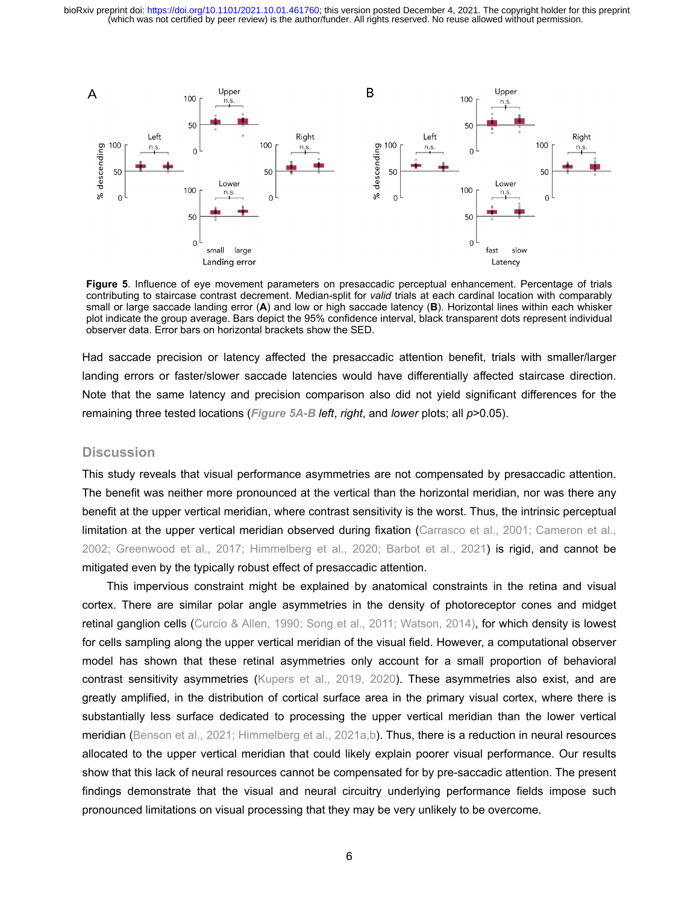**Figure 5**. Influence of eye movement parameters on presaccadic perceptual enhancement. Percentage of trials contributing to staircase contrast decrement. Median-split for *valid* trials at each cardinal location with comparably small or large saccade landing error (**A**) and low or high saccade latency (**B**). Horizontal lines within each whisker plot indicate the group average. Bars depict the 95% confidence interval, black transparent dots represent individual observer data. Error bars on horizontal brackets show the SED.

Had saccade precision or latency affected the presaccadic attention benefit, trials with smaller/larger landing errors or faster/slower saccade latencies would have differentially affected staircase direction. Note that the same latency and precision comparison also did not yield significant differences for the remaining three tested locations (***Figure 5A-B*** *left*, *right*, and *lower* plots; all $p$>0.05).

## Discussion

This study reveals that visual performance asymmetries are not compensated by presaccadic attention. The benefit was neither more pronounced at the vertical than the horizontal meridian, nor was there any benefit at the upper vertical meridian, where contrast sensitivity is the worst. Thus, the intrinsic perceptual limitation at the upper vertical meridian observed during fixation (Carrasco et al., 2001; Cameron et al., 2002; Greenwood et al., 2017; Himmelberg et al., 2020; Barbot et al., 2021) is rigid, and cannot be mitigated even by the typically robust effect of presaccadic attention.

This impervious constraint might be explained by anatomical constraints in the retina and visual cortex. There are similar polar angle asymmetries in the density of photoreceptor cones and midget retinal ganglion cells (Curcio & Allen, 1990; Song et al., 2011; Watson, 2014), for which density is lowest for cells sampling along the upper vertical meridian of the visual field. However, a computational observer model has shown that these retinal asymmetries only account for a small proportion of behavioral contrast sensitivity asymmetries (Kupers et al., 2019, 2020). These asymmetries also exist, and are greatly amplified, in the distribution of cortical surface area in the primary visual cortex, where there is substantially less surface dedicated to processing the upper vertical meridian than the lower vertical meridian (Benson et al., 2021; Himmelberg et al., 2021a,b). Thus, there is a reduction in neural resources allocated to the upper vertical meridian that could likely explain poorer visual performance. Our results show that this lack of neural resources cannot be compensated for by pre-saccadic attention. The present findings demonstrate that the visual and neural circuitry underlying performance fields impose such pronounced limitations on visual processing that they may be very unlikely to be overcome.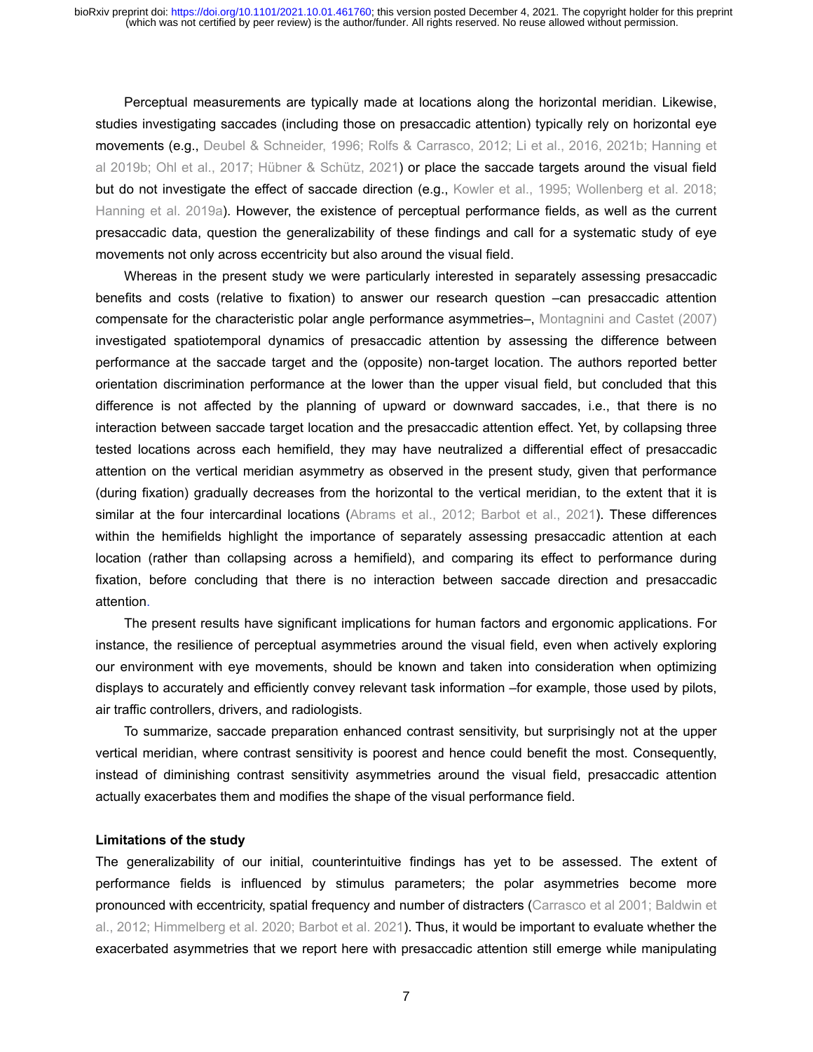Perceptual measurements are typically made at locations along the horizontal meridian. Likewise, studies investigating saccades (including those on presaccadic attention) typically rely on horizontal eye movements (e.g., Deubel & Schneider, 1996; Rolfs & Carrasco, 2012; Li et al., 2016, 2021b; Hanning et al 2019b; Ohl et al., 2017; Hübner & Schütz, 2021) or place the saccade targets around the visual field but do not investigate the effect of saccade direction (e.g., Kowler et al., 1995; Wollenberg et al. 2018; Hanning et al. 2019a). However, the existence of perceptual performance fields, as well as the current presaccadic data, question the generalizability of these findings and call for a systematic study of eye movements not only across eccentricity but also around the visual field.

Whereas in the present study we were particularly interested in separately assessing presaccadic benefits and costs (relative to fixation) to answer our research question –can presaccadic attention compensate for the characteristic polar angle performance asymmetries–, Montagnini and Castet (2007) investigated spatiotemporal dynamics of presaccadic attention by assessing the difference between performance at the saccade target and the (opposite) non-target location. The authors reported better orientation discrimination performance at the lower than the upper visual field, but concluded that this difference is not affected by the planning of upward or downward saccades, i.e., that there is no interaction between saccade target location and the presaccadic attention effect. Yet, by collapsing three tested locations across each hemifield, they may have neutralized a differential effect of presaccadic attention on the vertical meridian asymmetry as observed in the present study, given that performance (during fixation) gradually decreases from the horizontal to the vertical meridian, to the extent that it is similar at the four intercardinal locations (Abrams et al., 2012; Barbot et al., 2021). These differences within the hemifields highlight the importance of separately assessing presaccadic attention at each location (rather than collapsing across a hemifield), and comparing its effect to performance during fixation, before concluding that there is no interaction between saccade direction and presaccadic attention.

The present results have significant implications for human factors and ergonomic applications. For instance, the resilience of perceptual asymmetries around the visual field, even when actively exploring our environment with eye movements, should be known and taken into consideration when optimizing displays to accurately and efficiently convey relevant task information –for example, those used by pilots, air traffic controllers, drivers, and radiologists.

To summarize, saccade preparation enhanced contrast sensitivity, but surprisingly not at the upper vertical meridian, where contrast sensitivity is poorest and hence could benefit the most. Consequently, instead of diminishing contrast sensitivity asymmetries around the visual field, presaccadic attention actually exacerbates them and modifies the shape of the visual performance field.

**Limitations of the study**

The generalizability of our initial, counterintuitive findings has yet to be assessed. The extent of performance fields is influenced by stimulus parameters; the polar asymmetries become more pronounced with eccentricity, spatial frequency and number of distracters (Carrasco et al 2001; Baldwin et al., 2012; Himmelberg et al. 2020; Barbot et al. 2021). Thus, it would be important to evaluate whether the exacerbated asymmetries that we report here with presaccadic attention still emerge while manipulating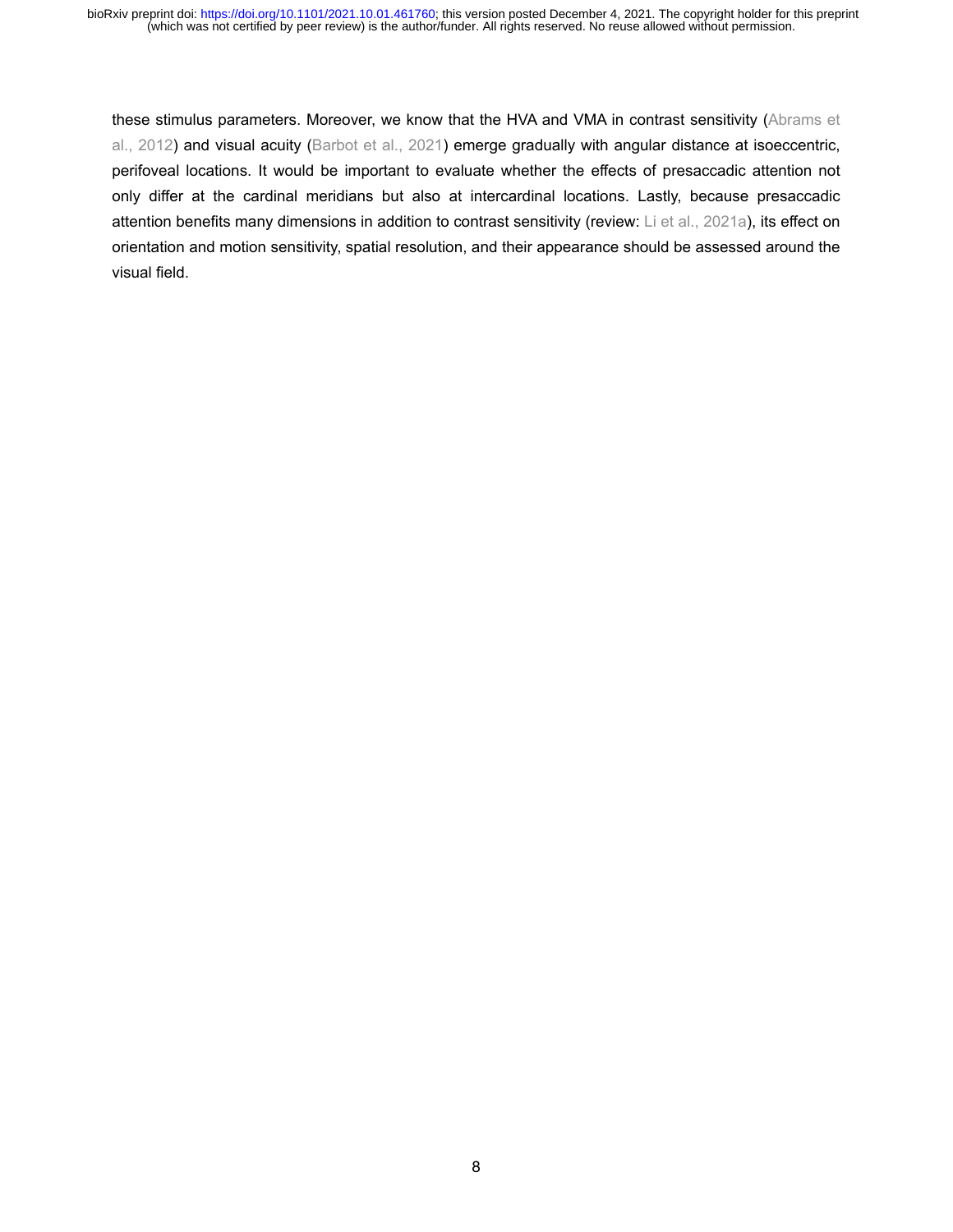these stimulus parameters. Moreover, we know that the HVA and VMA in contrast sensitivity (Abrams et al., 2012) and visual acuity (Barbot et al., 2021) emerge gradually with angular distance at isoeccentric, perifoveal locations. It would be important to evaluate whether the effects of presaccadic attention not only differ at the cardinal meridians but also at intercardinal locations. Lastly, because presaccadic attention benefits many dimensions in addition to contrast sensitivity (review: Li et al., 2021a), its effect on orientation and motion sensitivity, spatial resolution, and their appearance should be assessed around the visual field.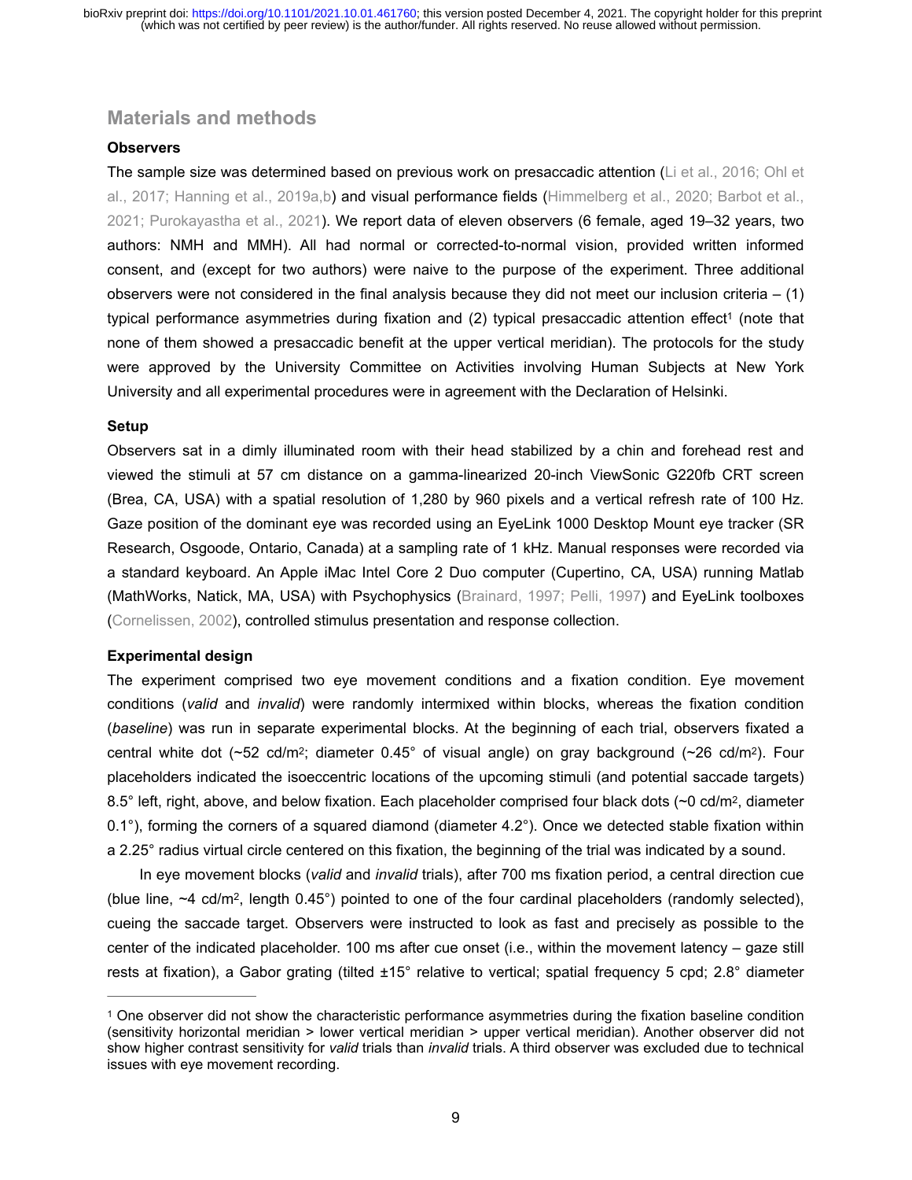## Materials and methods

### Observers

The sample size was determined based on previous work on presaccadic attention (Li et al., 2016; Ohl et al., 2017; Hanning et al., 2019a,b) and visual performance fields (Himmelberg et al., 2020; Barbot et al., 2021; Purokayastha et al., 2021). We report data of eleven observers (6 female, aged 19–32 years, two authors: NMH and MMH). All had normal or corrected-to-normal vision, provided written informed consent, and (except for two authors) were naive to the purpose of the experiment. Three additional observers were not considered in the final analysis because they did not meet our inclusion criteria – (1) typical performance asymmetries during fixation and (2) typical presaccadic attention effect[1] (note that none of them showed a presaccadic benefit at the upper vertical meridian). The protocols for the study were approved by the University Committee on Activities involving Human Subjects at New York University and all experimental procedures were in agreement with the Declaration of Helsinki.

### Setup

Observers sat in a dimly illuminated room with their head stabilized by a chin and forehead rest and viewed the stimuli at 57 cm distance on a gamma-linearized 20-inch ViewSonic G220fb CRT screen (Brea, CA, USA) with a spatial resolution of 1,280 by 960 pixels and a vertical refresh rate of 100 Hz. Gaze position of the dominant eye was recorded using an EyeLink 1000 Desktop Mount eye tracker (SR Research, Osgoode, Ontario, Canada) at a sampling rate of 1 kHz. Manual responses were recorded via a standard keyboard. An Apple iMac Intel Core 2 Duo computer (Cupertino, CA, USA) running Matlab (MathWorks, Natick, MA, USA) with Psychophysics (Brainard, 1997; Pelli, 1997) and EyeLink toolboxes (Cornelissen, 2002), controlled stimulus presentation and response collection.

### Experimental design

The experiment comprised two eye movement conditions and a fixation condition. Eye movement conditions (*valid* and *invalid*) were randomly intermixed within blocks, whereas the fixation condition (*baseline*) was run in separate experimental blocks. At the beginning of each trial, observers fixated a central white dot (~52 cd/m$^2$; diameter 0.45° of visual angle) on gray background (~26 cd/m$^2$). Four placeholders indicated the isoeccentric locations of the upcoming stimuli (and potential saccade targets) 8.5° left, right, above, and below fixation. Each placeholder comprised four black dots (~0 cd/m$^2$, diameter 0.1°), forming the corners of a squared diamond (diameter 4.2°). Once we detected stable fixation within a 2.25° radius virtual circle centered on this fixation, the beginning of the trial was indicated by a sound.

In eye movement blocks (*valid* and *invalid* trials), after 700 ms fixation period, a central direction cue (blue line, ~4 cd/m$^2$, length 0.45°) pointed to one of the four cardinal placeholders (randomly selected), cueing the saccade target. Observers were instructed to look as fast and precisely as possible to the center of the indicated placeholder. 100 ms after cue onset (i.e., within the movement latency – gaze still rests at fixation), a Gabor grating (tilted ±15° relative to vertical; spatial frequency 5 cpd; 2.8° diameter

---

[1] One observer did not show the characteristic performance asymmetries during the fixation baseline condition (sensitivity horizontal meridian > lower vertical meridian > upper vertical meridian). Another observer did not show higher contrast sensitivity for *valid* trials than *invalid* trials. A third observer was excluded due to technical issues with eye movement recording.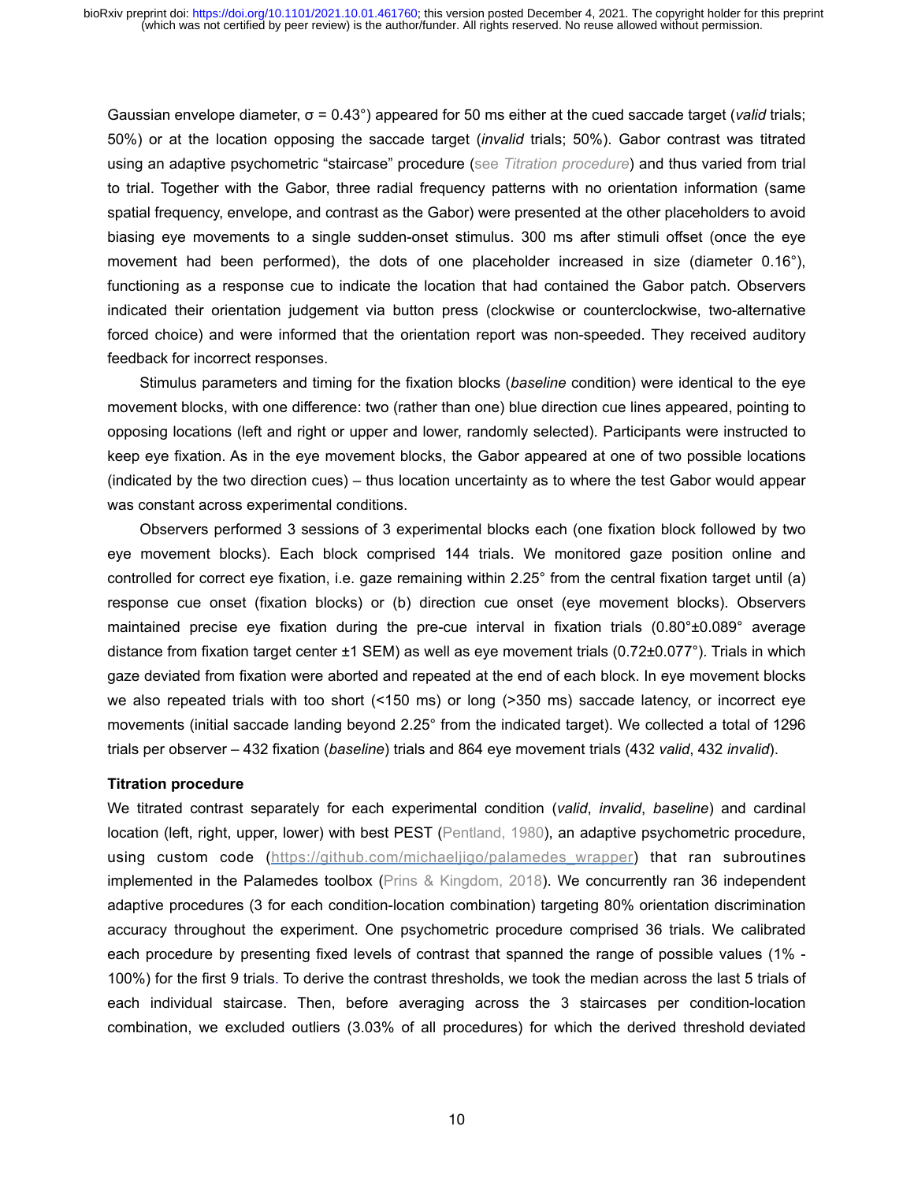Gaussian envelope diameter, $\sigma = 0.43°$) appeared for 50 ms either at the cued saccade target (*valid* trials; 50%) or at the location opposing the saccade target (*invalid* trials; 50%). Gabor contrast was titrated using an adaptive psychometric "staircase" procedure (see *Titration procedure*) and thus varied from trial to trial. Together with the Gabor, three radial frequency patterns with no orientation information (same spatial frequency, envelope, and contrast as the Gabor) were presented at the other placeholders to avoid biasing eye movements to a single sudden-onset stimulus. 300 ms after stimuli offset (once the eye movement had been performed), the dots of one placeholder increased in size (diameter 0.16°), functioning as a response cue to indicate the location that had contained the Gabor patch. Observers indicated their orientation judgement via button press (clockwise or counterclockwise, two-alternative forced choice) and were informed that the orientation report was non-speeded. They received auditory feedback for incorrect responses.

Stimulus parameters and timing for the fixation blocks (*baseline* condition) were identical to the eye movement blocks, with one difference: two (rather than one) blue direction cue lines appeared, pointing to opposing locations (left and right or upper and lower, randomly selected). Participants were instructed to keep eye fixation. As in the eye movement blocks, the Gabor appeared at one of two possible locations (indicated by the two direction cues) – thus location uncertainty as to where the test Gabor would appear was constant across experimental conditions.

Observers performed 3 sessions of 3 experimental blocks each (one fixation block followed by two eye movement blocks). Each block comprised 144 trials. We monitored gaze position online and controlled for correct eye fixation, i.e. gaze remaining within 2.25° from the central fixation target until (a) response cue onset (fixation blocks) or (b) direction cue onset (eye movement blocks). Observers maintained precise eye fixation during the pre-cue interval in fixation trials (0.80°±0.089° average distance from fixation target center ±1 SEM) as well as eye movement trials (0.72±0.077°). Trials in which gaze deviated from fixation were aborted and repeated at the end of each block. In eye movement blocks we also repeated trials with too short (<150 ms) or long (>350 ms) saccade latency, or incorrect eye movements (initial saccade landing beyond 2.25° from the indicated target). We collected a total of 1296 trials per observer – 432 fixation (*baseline*) trials and 864 eye movement trials (432 *valid*, 432 *invalid*).

**Titration procedure**

We titrated contrast separately for each experimental condition (*valid*, *invalid*, *baseline*) and cardinal location (left, right, upper, lower) with best PEST (Pentland, 1980), an adaptive psychometric procedure, using custom code (https://github.com/michaeljigo/palamedes_wrapper) that ran subroutines implemented in the Palamedes toolbox (Prins & Kingdom, 2018). We concurrently ran 36 independent adaptive procedures (3 for each condition-location combination) targeting 80% orientation discrimination accuracy throughout the experiment. One psychometric procedure comprised 36 trials. We calibrated each procedure by presenting fixed levels of contrast that spanned the range of possible values (1% - 100%) for the first 9 trials. To derive the contrast thresholds, we took the median across the last 5 trials of each individual staircase. Then, before averaging across the 3 staircases per condition-location combination, we excluded outliers (3.03% of all procedures) for which the derived threshold deviated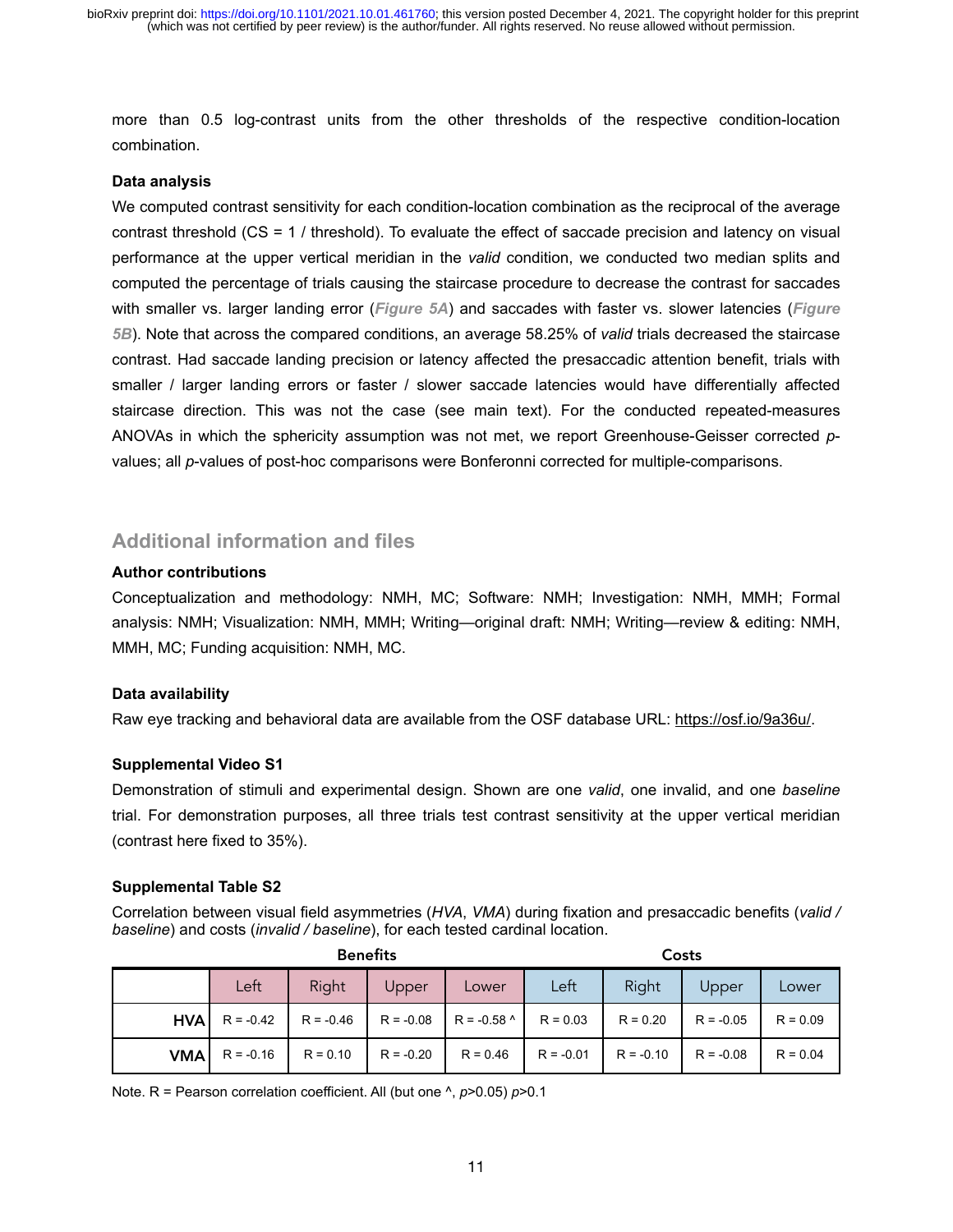more than 0.5 log-contrast units from the other thresholds of the respective condition-location combination.

**Data analysis**

We computed contrast sensitivity for each condition-location combination as the reciprocal of the average contrast threshold (CS = 1 / threshold). To evaluate the effect of saccade precision and latency on visual performance at the upper vertical meridian in the *valid* condition, we conducted two median splits and computed the percentage of trials causing the staircase procedure to decrease the contrast for saccades with smaller vs. larger landing error (***Figure 5A***) and saccades with faster vs. slower latencies (***Figure 5B***). Note that across the compared conditions, an average 58.25% of *valid* trials decreased the staircase contrast. Had saccade landing precision or latency affected the presaccadic attention benefit, trials with smaller / larger landing errors or faster / slower saccade latencies would have differentially affected staircase direction. This was not the case (see main text). For the conducted repeated-measures ANOVAs in which the sphericity assumption was not met, we report Greenhouse-Geisser corrected *p*-values; all *p*-values of post-hoc comparisons were Bonferonni corrected for multiple-comparisons.

## Additional information and files

**Author contributions**

Conceptualization and methodology: NMH, MC; Software: NMH; Investigation: NMH, MMH; Formal analysis: NMH; Visualization: NMH, MMH; Writing—original draft: NMH; Writing—review & editing: NMH, MMH, MC; Funding acquisition: NMH, MC.

**Data availability**

Raw eye tracking and behavioral data are available from the OSF database URL: https://osf.io/9a36u/.

**Supplemental Video S1**

Demonstration of stimuli and experimental design. Shown are one *valid*, one invalid, and one *baseline* trial. For demonstration purposes, all three trials test contrast sensitivity at the upper vertical meridian (contrast here fixed to 35%).

**Supplemental Table S2**

Correlation between visual field asymmetries (*HVA*, *VMA*) during fixation and presaccadic benefits (*valid / baseline*) and costs (*invalid / baseline*), for each tested cardinal location.

| | Benefits | | | | Costs | | | |
|---|---|---|---|---|---|---|---|---|
| | Left | Right | Upper | Lower | Left | Right | Upper | Lower |
| **HVA** | R = -0.42 | R = -0.46 | R = -0.08 | R = -0.58 ^ | R = 0.03 | R = 0.20 | R = -0.05 | R = 0.09 |
| **VMA** | R = -0.16 | R = 0.10 | R = -0.20 | R = 0.46 | R = -0.01 | R = -0.10 | R = -0.08 | R = 0.04 |

Note. R = Pearson correlation coefficient. All (but one ^, $p$>0.05) $p$>0.1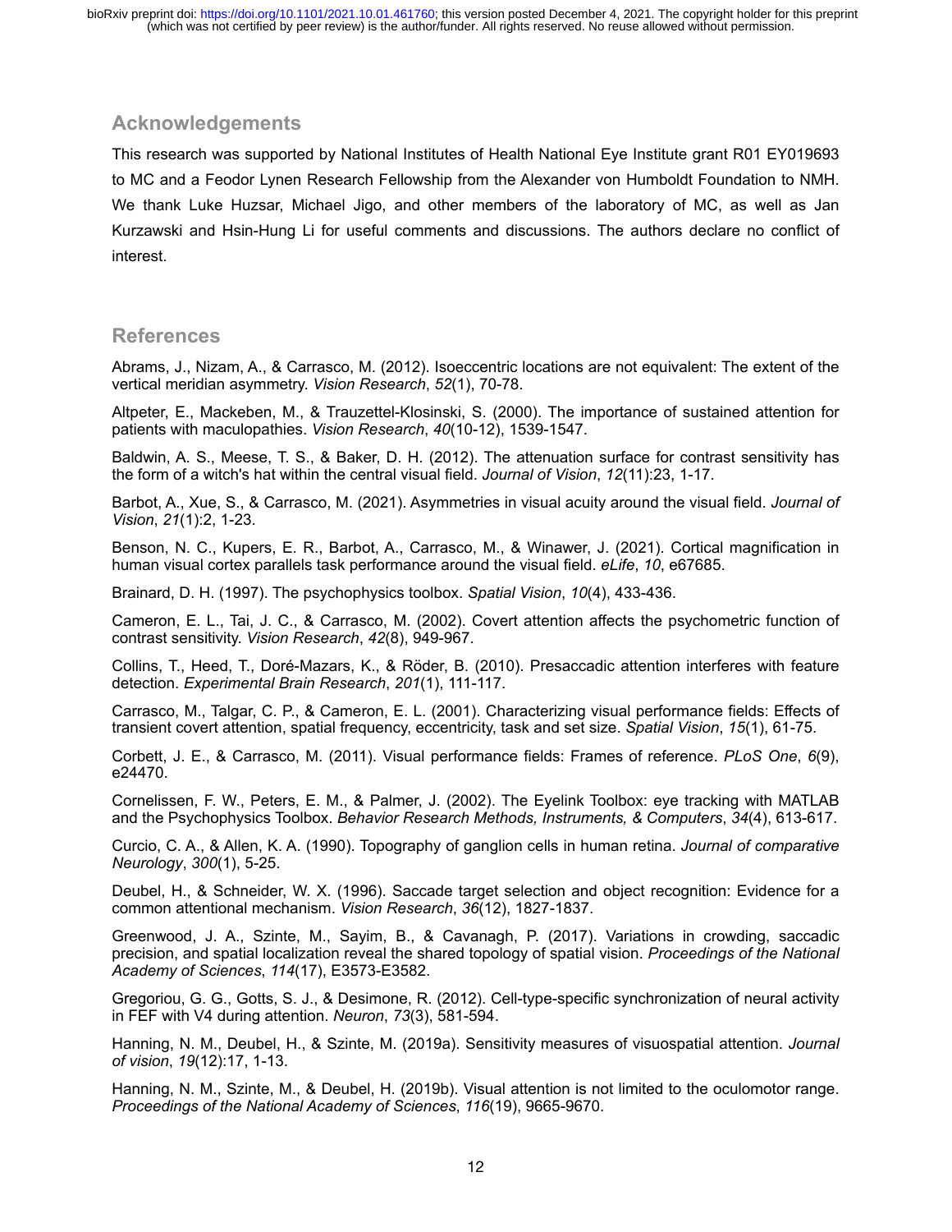## Acknowledgements

This research was supported by National Institutes of Health National Eye Institute grant R01 EY019693 to MC and a Feodor Lynen Research Fellowship from the Alexander von Humboldt Foundation to NMH. We thank Luke Huzsar, Michael Jigo, and other members of the laboratory of MC, as well as Jan Kurzawski and Hsin-Hung Li for useful comments and discussions. The authors declare no conflict of interest.

## References

Abrams, J., Nizam, A., & Carrasco, M. (2012). Isoeccentric locations are not equivalent: The extent of the vertical meridian asymmetry. *Vision Research*, *52*(1), 70-78.

Altpeter, E., Mackeben, M., & Trauzettel-Klosinski, S. (2000). The importance of sustained attention for patients with maculopathies. *Vision Research*, *40*(10-12), 1539-1547.

Baldwin, A. S., Meese, T. S., & Baker, D. H. (2012). The attenuation surface for contrast sensitivity has the form of a witch's hat within the central visual field. *Journal of Vision*, *12*(11):23, 1-17.

Barbot, A., Xue, S., & Carrasco, M. (2021). Asymmetries in visual acuity around the visual field. *Journal of Vision*, *21*(1):2, 1-23.

Benson, N. C., Kupers, E. R., Barbot, A., Carrasco, M., & Winawer, J. (2021). Cortical magnification in human visual cortex parallels task performance around the visual field. *eLife*, *10*, e67685.

Brainard, D. H. (1997). The psychophysics toolbox. *Spatial Vision*, *10*(4), 433-436.

Cameron, E. L., Tai, J. C., & Carrasco, M. (2002). Covert attention affects the psychometric function of contrast sensitivity. *Vision Research*, *42*(8), 949-967.

Collins, T., Heed, T., Doré-Mazars, K., & Röder, B. (2010). Presaccadic attention interferes with feature detection. *Experimental Brain Research*, *201*(1), 111-117.

Carrasco, M., Talgar, C. P., & Cameron, E. L. (2001). Characterizing visual performance fields: Effects of transient covert attention, spatial frequency, eccentricity, task and set size. *Spatial Vision*, *15*(1), 61-75.

Corbett, J. E., & Carrasco, M. (2011). Visual performance fields: Frames of reference. *PLoS One*, *6*(9), e24470.

Cornelissen, F. W., Peters, E. M., & Palmer, J. (2002). The Eyelink Toolbox: eye tracking with MATLAB and the Psychophysics Toolbox. *Behavior Research Methods, Instruments, & Computers*, *34*(4), 613-617.

Curcio, C. A., & Allen, K. A. (1990). Topography of ganglion cells in human retina. *Journal of comparative Neurology*, *300*(1), 5-25.

Deubel, H., & Schneider, W. X. (1996). Saccade target selection and object recognition: Evidence for a common attentional mechanism. *Vision Research*, *36*(12), 1827-1837.

Greenwood, J. A., Szinte, M., Sayim, B., & Cavanagh, P. (2017). Variations in crowding, saccadic precision, and spatial localization reveal the shared topology of spatial vision. *Proceedings of the National Academy of Sciences*, *114*(17), E3573-E3582.

Gregoriou, G. G., Gotts, S. J., & Desimone, R. (2012). Cell-type-specific synchronization of neural activity in FEF with V4 during attention. *Neuron*, *73*(3), 581-594.

Hanning, N. M., Deubel, H., & Szinte, M. (2019a). Sensitivity measures of visuospatial attention. *Journal of vision*, *19*(12):17, 1-13.

Hanning, N. M., Szinte, M., & Deubel, H. (2019b). Visual attention is not limited to the oculomotor range. *Proceedings of the National Academy of Sciences*, *116*(19), 9665-9670.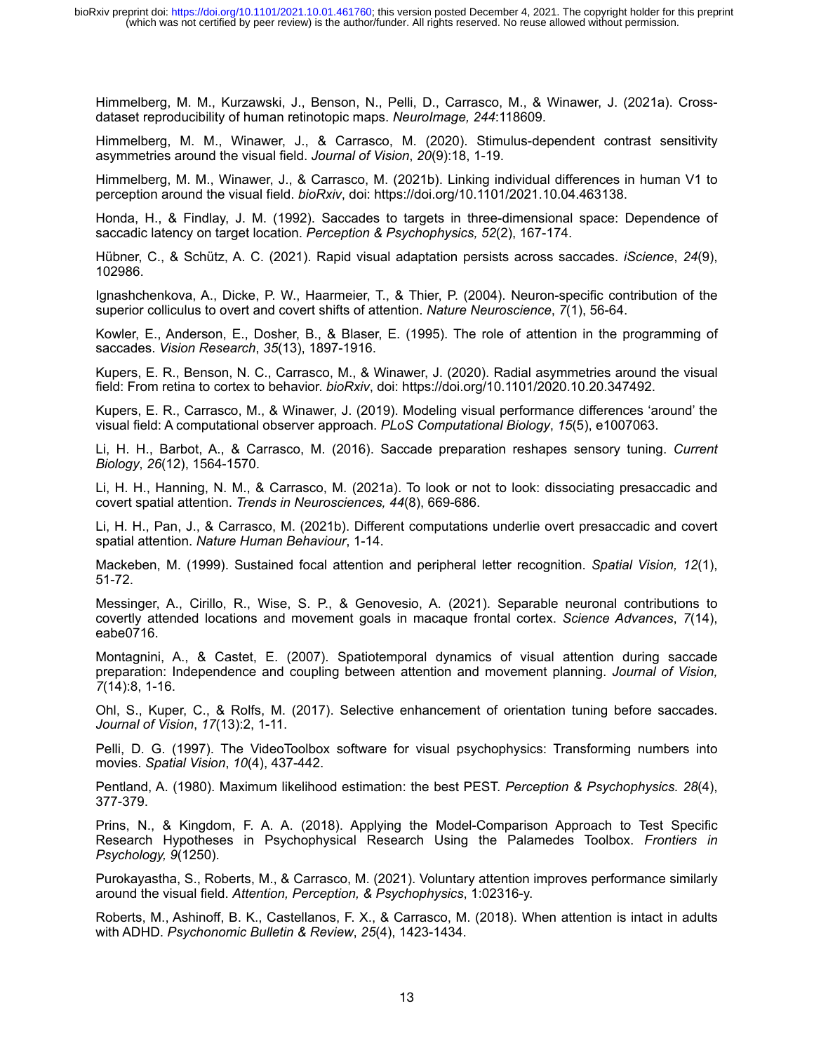Himmelberg, M. M., Kurzawski, J., Benson, N., Pelli, D., Carrasco, M., & Winawer, J. (2021a). Cross-dataset reproducibility of human retinotopic maps. *NeuroImage, 244*:118609.

Himmelberg, M. M., Winawer, J., & Carrasco, M. (2020). Stimulus-dependent contrast sensitivity asymmetries around the visual field. *Journal of Vision*, *20*(9):18, 1-19.

Himmelberg, M. M., Winawer, J., & Carrasco, M. (2021b). Linking individual differences in human V1 to perception around the visual field. *bioRxiv*, doi: https://doi.org/10.1101/2021.10.04.463138.

Honda, H., & Findlay, J. M. (1992). Saccades to targets in three-dimensional space: Dependence of saccadic latency on target location. *Perception & Psychophysics, 52*(2), 167-174.

Hübner, C., & Schütz, A. C. (2021). Rapid visual adaptation persists across saccades. *iScience*, *24*(9), 102986.

Ignashchenkova, A., Dicke, P. W., Haarmeier, T., & Thier, P. (2004). Neuron-specific contribution of the superior colliculus to overt and covert shifts of attention. *Nature Neuroscience*, *7*(1), 56-64.

Kowler, E., Anderson, E., Dosher, B., & Blaser, E. (1995). The role of attention in the programming of saccades. *Vision Research*, *35*(13), 1897-1916.

Kupers, E. R., Benson, N. C., Carrasco, M., & Winawer, J. (2020). Radial asymmetries around the visual field: From retina to cortex to behavior. *bioRxiv*, doi: https://doi.org/10.1101/2020.10.20.347492.

Kupers, E. R., Carrasco, M., & Winawer, J. (2019). Modeling visual performance differences 'around' the visual field: A computational observer approach. *PLoS Computational Biology*, *15*(5), e1007063.

Li, H. H., Barbot, A., & Carrasco, M. (2016). Saccade preparation reshapes sensory tuning. *Current Biology*, *26*(12), 1564-1570.

Li, H. H., Hanning, N. M., & Carrasco, M. (2021a). To look or not to look: dissociating presaccadic and covert spatial attention. *Trends in Neurosciences, 44*(8), 669-686.

Li, H. H., Pan, J., & Carrasco, M. (2021b). Different computations underlie overt presaccadic and covert spatial attention. *Nature Human Behaviour*, 1-14.

Mackeben, M. (1999). Sustained focal attention and peripheral letter recognition. *Spatial Vision, 12*(1), 51-72.

Messinger, A., Cirillo, R., Wise, S. P., & Genovesio, A. (2021). Separable neuronal contributions to covertly attended locations and movement goals in macaque frontal cortex. *Science Advances*, *7*(14), eabe0716.

Montagnini, A., & Castet, E. (2007). Spatiotemporal dynamics of visual attention during saccade preparation: Independence and coupling between attention and movement planning. *Journal of Vision, 7*(14):8, 1-16.

Ohl, S., Kuper, C., & Rolfs, M. (2017). Selective enhancement of orientation tuning before saccades. *Journal of Vision*, *17*(13):2, 1-11.

Pelli, D. G. (1997). The VideoToolbox software for visual psychophysics: Transforming numbers into movies. *Spatial Vision*, *10*(4), 437-442.

Pentland, A. (1980). Maximum likelihood estimation: the best PEST. *Perception & Psychophysics. 28*(4), 377-379.

Prins, N., & Kingdom, F. A. A. (2018). Applying the Model-Comparison Approach to Test Specific Research Hypotheses in Psychophysical Research Using the Palamedes Toolbox. *Frontiers in Psychology, 9*(1250).

Purokayastha, S., Roberts, M., & Carrasco, M. (2021). Voluntary attention improves performance similarly around the visual field. *Attention, Perception, & Psychophysics*, 1:02316-y.

Roberts, M., Ashinoff, B. K., Castellanos, F. X., & Carrasco, M. (2018). When attention is intact in adults with ADHD. *Psychonomic Bulletin & Review*, *25*(4), 1423-1434.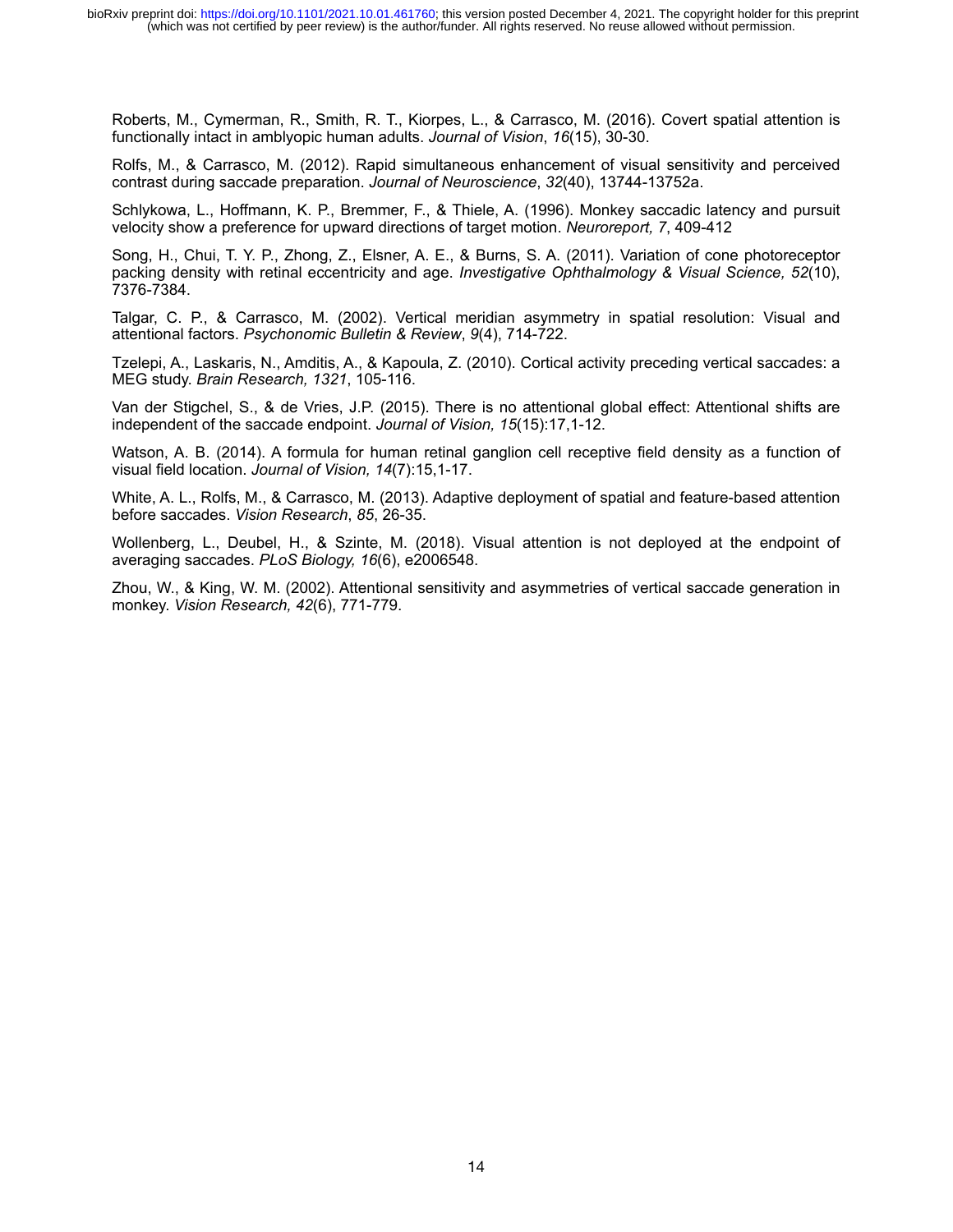Roberts, M., Cymerman, R., Smith, R. T., Kiorpes, L., & Carrasco, M. (2016). Covert spatial attention is functionally intact in amblyopic human adults. *Journal of Vision*, *16*(15), 30-30.

Rolfs, M., & Carrasco, M. (2012). Rapid simultaneous enhancement of visual sensitivity and perceived contrast during saccade preparation. *Journal of Neuroscience*, *32*(40), 13744-13752a.

Schlykowa, L., Hoffmann, K. P., Bremmer, F., & Thiele, A. (1996). Monkey saccadic latency and pursuit velocity show a preference for upward directions of target motion. *Neuroreport, 7*, 409-412

Song, H., Chui, T. Y. P., Zhong, Z., Elsner, A. E., & Burns, S. A. (2011). Variation of cone photoreceptor packing density with retinal eccentricity and age. *Investigative Ophthalmology & Visual Science, 52*(10), 7376-7384.

Talgar, C. P., & Carrasco, M. (2002). Vertical meridian asymmetry in spatial resolution: Visual and attentional factors. *Psychonomic Bulletin & Review*, *9*(4), 714-722.

Tzelepi, A., Laskaris, N., Amditis, A., & Kapoula, Z. (2010). Cortical activity preceding vertical saccades: a MEG study. *Brain Research, 1321*, 105-116.

Van der Stigchel, S., & de Vries, J.P. (2015). There is no attentional global effect: Attentional shifts are independent of the saccade endpoint. *Journal of Vision, 15*(15):17,1-12.

Watson, A. B. (2014). A formula for human retinal ganglion cell receptive field density as a function of visual field location. *Journal of Vision, 14*(7):15,1-17.

White, A. L., Rolfs, M., & Carrasco, M. (2013). Adaptive deployment of spatial and feature-based attention before saccades. *Vision Research*, *85*, 26-35.

Wollenberg, L., Deubel, H., & Szinte, M. (2018). Visual attention is not deployed at the endpoint of averaging saccades. *PLoS Biology, 16*(6), e2006548.

Zhou, W., & King, W. M. (2002). Attentional sensitivity and asymmetries of vertical saccade generation in monkey. *Vision Research, 42*(6), 771-779.